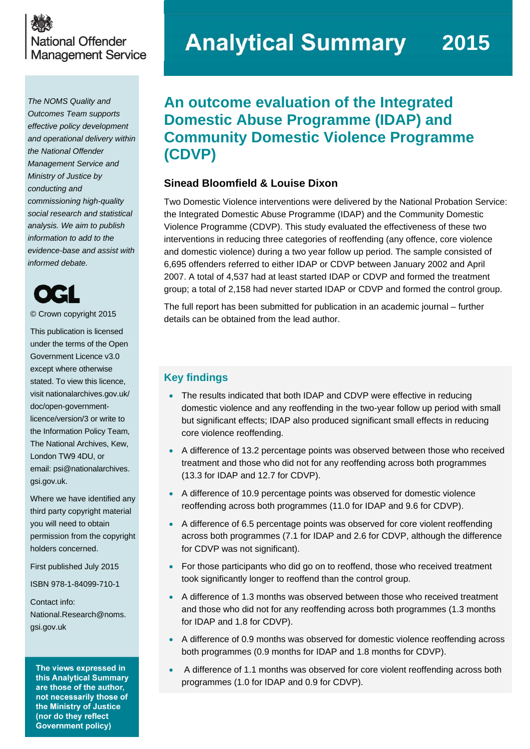National Offender Management Service

# Analytical Summary 2015

## An outcome evaluation of the Integrated Domestic Abuse Programme (IDAP) and Community Domestic Violence Programme (CDVP)

### Sinead Bloomfield & Louise Dixon

Two Domestic Violence interventions were delivered by the National Probation Service: the Integrated Domestic Abuse Programme (IDAP) and the Community Domestic Violence Programme (CDVP). This study evaluated the effectiveness of these two interventions in reducing three categories of reoffending (any offence, core violence and domestic violence) during a two year follow up period. The sample consisted of 6,695 offenders referred to either IDAP or CDVP between January 2002 and April 2007. A total of 4,537 had at least started IDAP or CDVP and formed the treatment group; a total of 2,158 had never started IDAP or CDVP and formed the control group.

The full report has been submitted for publication in an academic journal – further details can be obtained from the lead author.

### Key findings

- The results indicated that both IDAP and CDVP were effective in reducing domestic violence and any reoffending in the two-year follow up period with small but significant effects; IDAP also produced significant small effects in reducing core violence reoffending.
- A difference of 13.2 percentage points was observed between those who received treatment and those who did not for any reoffending across both programmes (13.3 for IDAP and 12.7 for CDVP).
- A difference of 10.9 percentage points was observed for domestic violence reoffending across both programmes (11.0 for IDAP and 9.6 for CDVP).
- A difference of 6.5 percentage points was observed for core violent reoffending across both programmes (7.1 for IDAP and 2.6 for CDVP, although the difference for CDVP was not significant).
- For those participants who did go on to reoffend, those who received treatment took significantly longer to reoffend than the control group.
- A difference of 1.3 months was observed between those who received treatment and those who did not for any reoffending across both programmes (1.3 months for IDAP and 1.8 for CDVP).
- A difference of 0.9 months was observed for domestic violence reoffending across both programmes (0.9 months for IDAP and 1.8 months for CDVP).
- A difference of 1.1 months was observed for core violent reoffending across both programmes (1.0 for IDAP and 0.9 for CDVP).

*The NOMS Quality and Outcomes Team supports effective policy development and operational delivery within the National Offender Management Service and Ministry of Justice by conducting and commissioning high-quality social research and statistical analysis. We aim to publish information to add to the evidence-base and assist with informed debate.*

OGL

© Crown copyright 2015

This publication is licensed under the terms of the Open Government Licence v3.0 except where otherwise stated. To view this licence, visit nationalarchives.gov.uk/doc/open-government-licence/version/3 or write to the Information Policy Team, The National Archives, Kew, London TW9 4DU, or email: psi@nationalarchives.gsi.gov.uk.

Where we have identified any third party copyright material you will need to obtain permission from the copyright holders concerned.

First published July 2015

ISBN 978-1-84099-710-1

Contact info: National.Research@noms.gsi.gov.uk

**The views expressed in this Analytical Summary are those of the author, not necessarily those of the Ministry of Justice (nor do they reflect Government policy)**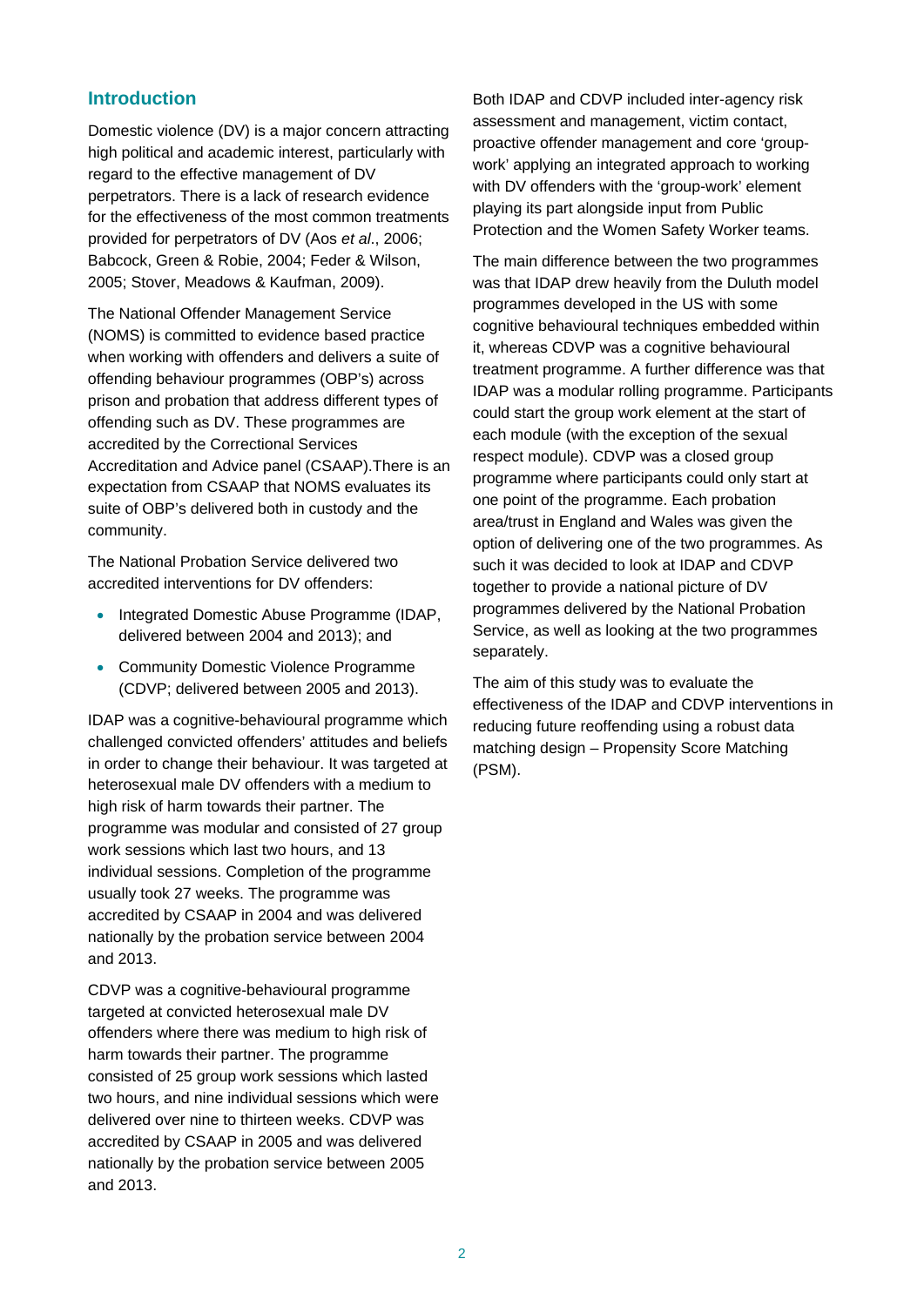## Introduction

Domestic violence (DV) is a major concern attracting high political and academic interest, particularly with regard to the effective management of DV perpetrators. There is a lack of research evidence for the effectiveness of the most common treatments provided for perpetrators of DV (Aos *et al*., 2006; Babcock, Green & Robie, 2004; Feder & Wilson, 2005; Stover, Meadows & Kaufman, 2009).

The National Offender Management Service (NOMS) is committed to evidence based practice when working with offenders and delivers a suite of offending behaviour programmes (OBP's) across prison and probation that address different types of offending such as DV. These programmes are accredited by the Correctional Services Accreditation and Advice panel (CSAAP).There is an expectation from CSAAP that NOMS evaluates its suite of OBP's delivered both in custody and the community.

The National Probation Service delivered two accredited interventions for DV offenders:

- Integrated Domestic Abuse Programme (IDAP, delivered between 2004 and 2013); and
- Community Domestic Violence Programme (CDVP; delivered between 2005 and 2013).

IDAP was a cognitive-behavioural programme which challenged convicted offenders' attitudes and beliefs in order to change their behaviour. It was targeted at heterosexual male DV offenders with a medium to high risk of harm towards their partner. The programme was modular and consisted of 27 group work sessions which last two hours, and 13 individual sessions. Completion of the programme usually took 27 weeks. The programme was accredited by CSAAP in 2004 and was delivered nationally by the probation service between 2004 and 2013.

CDVP was a cognitive-behavioural programme targeted at convicted heterosexual male DV offenders where there was medium to high risk of harm towards their partner. The programme consisted of 25 group work sessions which lasted two hours, and nine individual sessions which were delivered over nine to thirteen weeks. CDVP was accredited by CSAAP in 2005 and was delivered nationally by the probation service between 2005 and 2013.

Both IDAP and CDVP included inter-agency risk assessment and management, victim contact, proactive offender management and core 'group-work' applying an integrated approach to working with DV offenders with the 'group-work' element playing its part alongside input from Public Protection and the Women Safety Worker teams.

The main difference between the two programmes was that IDAP drew heavily from the Duluth model programmes developed in the US with some cognitive behavioural techniques embedded within it, whereas CDVP was a cognitive behavioural treatment programme. A further difference was that IDAP was a modular rolling programme. Participants could start the group work element at the start of each module (with the exception of the sexual respect module). CDVP was a closed group programme where participants could only start at one point of the programme. Each probation area/trust in England and Wales was given the option of delivering one of the two programmes. As such it was decided to look at IDAP and CDVP together to provide a national picture of DV programmes delivered by the National Probation Service, as well as looking at the two programmes separately.

The aim of this study was to evaluate the effectiveness of the IDAP and CDVP interventions in reducing future reoffending using a robust data matching design – Propensity Score Matching (PSM).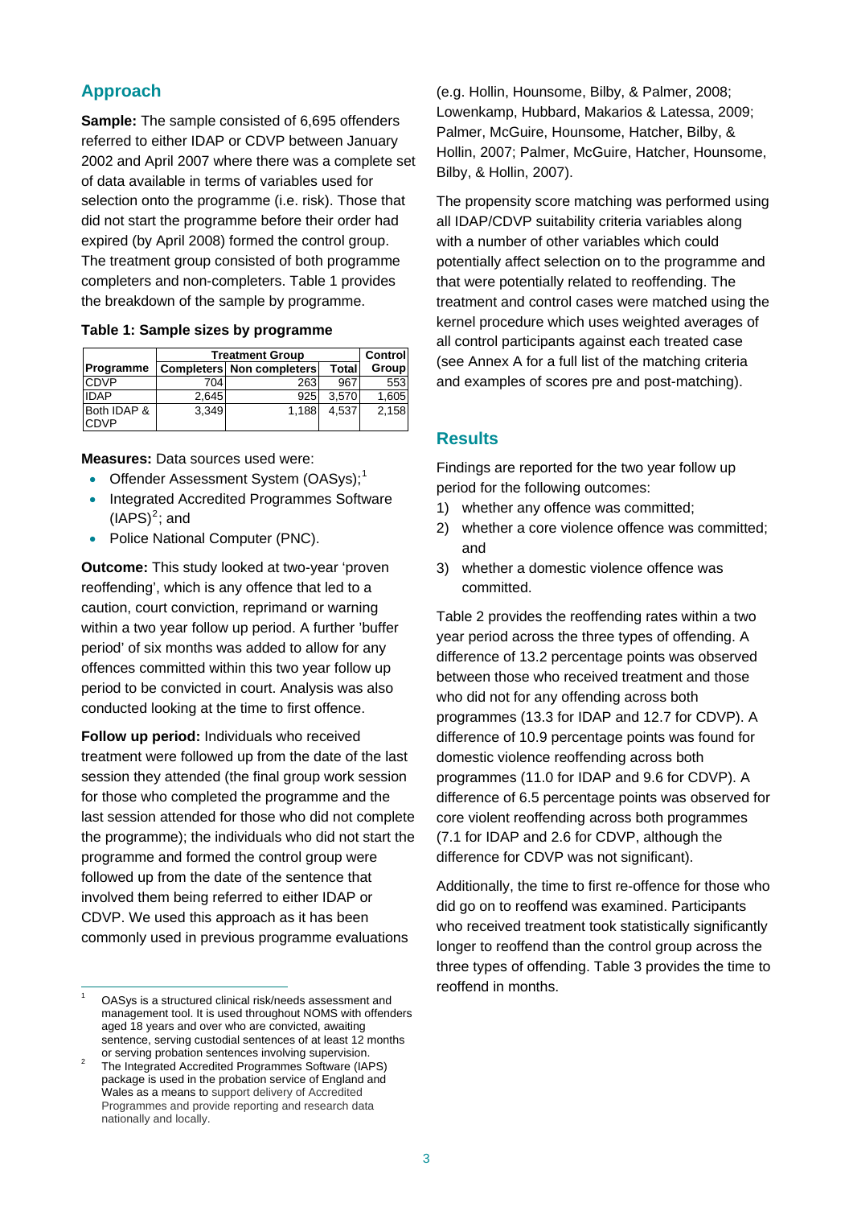## Approach

**Sample:** The sample consisted of 6,695 offenders referred to either IDAP or CDVP between January 2002 and April 2007 where there was a complete set of data available in terms of variables used for selection onto the programme (i.e. risk). Those that did not start the programme before their order had expired (by April 2008) formed the control group. The treatment group consisted of both programme completers and non-completers. Table 1 provides the breakdown of the sample by programme.

**Table 1: Sample sizes by programme**

| | Treatment Group | | | Control |
|---|---|---|---|---|
| Programme | Completers | Non completers | Total | Group |
| CDVP | 704 | 263 | 967 | 553 |
| IDAP | 2,645 | 925 | 3,570 | 1,605 |
| Both IDAP & CDVP | 3,349 | 1,188 | 4,537 | 2,158 |

**Measures:** Data sources used were:

- Offender Assessment System (OASys);[1]
- Integrated Accredited Programmes Software (IAPS)[2]; and
- Police National Computer (PNC).

**Outcome:** This study looked at two-year 'proven reoffending', which is any offence that led to a caution, court conviction, reprimand or warning within a two year follow up period. A further 'buffer period' of six months was added to allow for any offences committed within this two year follow up period to be convicted in court. Analysis was also conducted looking at the time to first offence.

**Follow up period:** Individuals who received treatment were followed up from the date of the last session they attended (the final group work session for those who completed the programme and the last session attended for those who did not complete the programme); the individuals who did not start the programme and formed the control group were followed up from the date of the sentence that involved them being referred to either IDAP or CDVP. We used this approach as it has been commonly used in previous programme evaluations (e.g. Hollin, Hounsome, Bilby, & Palmer, 2008; Lowenkamp, Hubbard, Makarios & Latessa, 2009; Palmer, McGuire, Hounsome, Hatcher, Bilby, & Hollin, 2007; Palmer, McGuire, Hatcher, Hounsome, Bilby, & Hollin, 2007).

The propensity score matching was performed using all IDAP/CDVP suitability criteria variables along with a number of other variables which could potentially affect selection on to the programme and that were potentially related to reoffending. The treatment and control cases were matched using the kernel procedure which uses weighted averages of all control participants against each treated case (see Annex A for a full list of the matching criteria and examples of scores pre and post-matching).

## Results

Findings are reported for the two year follow up period for the following outcomes:

1) whether any offence was committed;
2) whether a core violence offence was committed; and
3) whether a domestic violence offence was committed.

Table 2 provides the reoffending rates within a two year period across the three types of offending. A difference of 13.2 percentage points was observed between those who received treatment and those who did not for any offending across both programmes (13.3 for IDAP and 12.7 for CDVP). A difference of 10.9 percentage points was found for domestic violence reoffending across both programmes (11.0 for IDAP and 9.6 for CDVP). A difference of 6.5 percentage points was observed for core violent reoffending across both programmes (7.1 for IDAP and 2.6 for CDVP, although the difference for CDVP was not significant).

Additionally, the time to first re-offence for those who did go on to reoffend was examined. Participants who received treatment took statistically significantly longer to reoffend than the control group across the three types of offending. Table 3 provides the time to reoffend in months.

[1] OASys is a structured clinical risk/needs assessment and management tool. It is used throughout NOMS with offenders aged 18 years and over who are convicted, awaiting sentence, serving custodial sentences of at least 12 months or serving probation sentences involving supervision.

[2] The Integrated Accredited Programmes Software (IAPS) package is used in the probation service of England and Wales as a means to support delivery of Accredited Programmes and provide reporting and research data nationally and locally.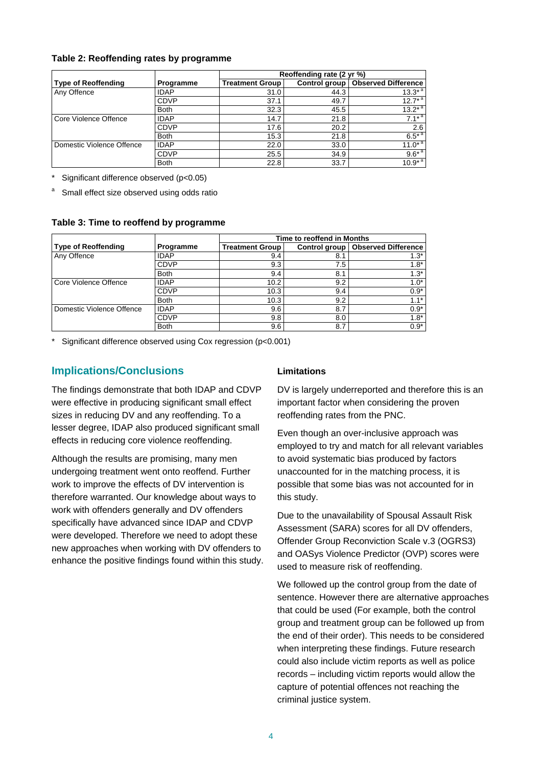**Table 2: Reoffending rates by programme**

| Type of Reoffending | Programme | Reoffending rate (2 yr %) | | |
|---|---|---|---|---|
| | | Treatment Group | Control group | Observed Difference |
| Any Offence | IDAP | 31.0 | 44.3 | 13.3* [a] |
| | CDVP | 37.1 | 49.7 | 12.7* [a] |
| | Both | 32.3 | 45.5 | 13.2* [a] |
| Core Violence Offence | IDAP | 14.7 | 21.8 | 7.1* [a] |
| | CDVP | 17.6 | 20.2 | 2.6 |
| | Both | 15.3 | 21.8 | 6.5* [a] |
| Domestic Violence Offence | IDAP | 22.0 | 33.0 | 11.0* [a] |
| | CDVP | 25.5 | 34.9 | 9.6* [a] |
| | Both | 22.8 | 33.7 | 10.9* [a] |

\* Significant difference observed ($p<0.05$)

[a] Small effect size observed using odds ratio

**Table 3: Time to reoffend by programme**

| Type of Reoffending | Programme | Time to reoffend in Months | | |
|---|---|---|---|---|
| | | Treatment Group | Control group | Observed Difference |
| Any Offence | IDAP | 9.4 | 8.1 | 1.3* |
| | CDVP | 9.3 | 7.5 | 1.8* |
| | Both | 9.4 | 8.1 | 1.3* |
| Core Violence Offence | IDAP | 10.2 | 9.2 | 1.0* |
| | CDVP | 10.3 | 9.4 | 0.9* |
| | Both | 10.3 | 9.2 | 1.1* |
| Domestic Violence Offence | IDAP | 9.6 | 8.7 | 0.9* |
| | CDVP | 9.8 | 8.0 | 1.8* |
| | Both | 9.6 | 8.7 | 0.9* |

\* Significant difference observed using Cox regression ($p<0.001$)

## Implications/Conclusions

The findings demonstrate that both IDAP and CDVP were effective in producing significant small effect sizes in reducing DV and any reoffending. To a lesser degree, IDAP also produced significant small effects in reducing core violence reoffending.

Although the results are promising, many men undergoing treatment went onto reoffend. Further work to improve the effects of DV intervention is therefore warranted. Our knowledge about ways to work with offenders generally and DV offenders specifically have advanced since IDAP and CDVP were developed. Therefore we need to adopt these new approaches when working with DV offenders to enhance the positive findings found within this study.

### Limitations

DV is largely underreported and therefore this is an important factor when considering the proven reoffending rates from the PNC.

Even though an over-inclusive approach was employed to try and match for all relevant variables to avoid systematic bias produced by factors unaccounted for in the matching process, it is possible that some bias was not accounted for in this study.

Due to the unavailability of Spousal Assault Risk Assessment (SARA) scores for all DV offenders, Offender Group Reconviction Scale v.3 (OGRS3) and OASys Violence Predictor (OVP) scores were used to measure risk of reoffending.

We followed up the control group from the date of sentence. However there are alternative approaches that could be used (For example, both the control group and treatment group can be followed up from the end of their order). This needs to be considered when interpreting these findings. Future research could also include victim reports as well as police records – including victim reports would allow the capture of potential offences not reaching the criminal justice system.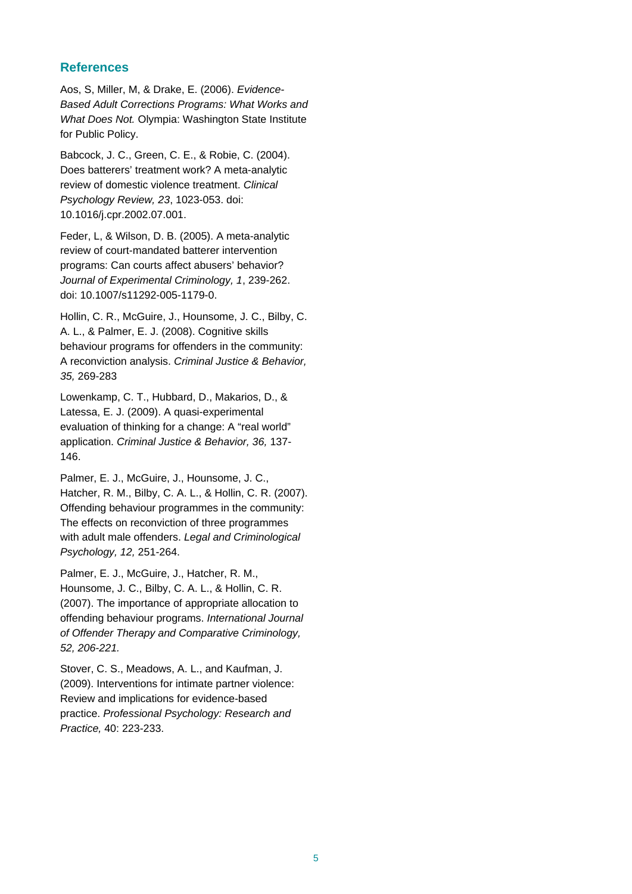## References

Aos, S, Miller, M, & Drake, E. (2006). *Evidence-Based Adult Corrections Programs: What Works and What Does Not.* Olympia: Washington State Institute for Public Policy.

Babcock, J. C., Green, C. E., & Robie, C. (2004). Does batterers' treatment work? A meta-analytic review of domestic violence treatment. *Clinical Psychology Review, 23*, 1023-053. doi: 10.1016/j.cpr.2002.07.001.

Feder, L, & Wilson, D. B. (2005). A meta-analytic review of court-mandated batterer intervention programs: Can courts affect abusers' behavior? *Journal of Experimental Criminology, 1*, 239-262. doi: 10.1007/s11292-005-1179-0.

Hollin, C. R., McGuire, J., Hounsome, J. C., Bilby, C. A. L., & Palmer, E. J. (2008). Cognitive skills behaviour programs for offenders in the community: A reconviction analysis. *Criminal Justice & Behavior, 35,* 269-283

Lowenkamp, C. T., Hubbard, D., Makarios, D., & Latessa, E. J. (2009). A quasi-experimental evaluation of thinking for a change: A "real world" application. *Criminal Justice & Behavior, 36,* 137-146.

Palmer, E. J., McGuire, J., Hounsome, J. C., Hatcher, R. M., Bilby, C. A. L., & Hollin, C. R. (2007). Offending behaviour programmes in the community: The effects on reconviction of three programmes with adult male offenders. *Legal and Criminological Psychology, 12,* 251-264.

Palmer, E. J., McGuire, J., Hatcher, R. M., Hounsome, J. C., Bilby, C. A. L., & Hollin, C. R. (2007). The importance of appropriate allocation to offending behaviour programs. *International Journal of Offender Therapy and Comparative Criminology, 52, 206-221.*

Stover, C. S., Meadows, A. L., and Kaufman, J. (2009). Interventions for intimate partner violence: Review and implications for evidence-based practice. *Professional Psychology: Research and Practice,* 40: 223-233.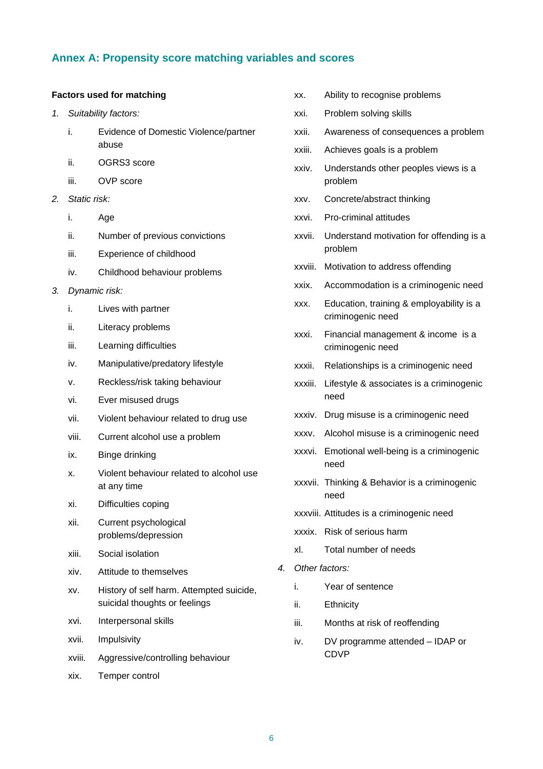## Annex A: Propensity score matching variables and scores

**Factors used for matching**

1. *Suitability factors:*
   - i. Evidence of Domestic Violence/partner abuse
   - ii. OGRS3 score
   - iii. OVP score
2. *Static risk:*
   - i. Age
   - ii. Number of previous convictions
   - iii. Experience of childhood
   - iv. Childhood behaviour problems
3. *Dynamic risk:*
   - i. Lives with partner
   - ii. Literacy problems
   - iii. Learning difficulties
   - iv. Manipulative/predatory lifestyle
   - v. Reckless/risk taking behaviour
   - vi. Ever misused drugs
   - vii. Violent behaviour related to drug use
   - viii. Current alcohol use a problem
   - ix. Binge drinking
   - x. Violent behaviour related to alcohol use at any time
   - xi. Difficulties coping
   - xii. Current psychological problems/depression
   - xiii. Social isolation
   - xiv. Attitude to themselves
   - xv. History of self harm. Attempted suicide, suicidal thoughts or feelings
   - xvi. Interpersonal skills
   - xvii. Impulsivity
   - xviii. Aggressive/controlling behaviour
   - xix. Temper control
   - xx. Ability to recognise problems
   - xxi. Problem solving skills
   - xxii. Awareness of consequences a problem
   - xxiii. Achieves goals is a problem
   - xxiv. Understands other peoples views is a problem
   - xxv. Concrete/abstract thinking
   - xxvi. Pro-criminal attitudes
   - xxvii. Understand motivation for offending is a problem
   - xxviii. Motivation to address offending
   - xxix. Accommodation is a criminogenic need
   - xxx. Education, training & employability is a criminogenic need
   - xxxi. Financial management & income is a criminogenic need
   - xxxii. Relationships is a criminogenic need
   - xxxiii. Lifestyle & associates is a criminogenic need
   - xxxiv. Drug misuse is a criminogenic need
   - xxxv. Alcohol misuse is a criminogenic need
   - xxxvi. Emotional well-being is a criminogenic need
   - xxxvii. Thinking & Behavior is a criminogenic need
   - xxxviii. Attitudes is a criminogenic need
   - xxxix. Risk of serious harm
   - xl. Total number of needs
4. *Other factors:*
   - i. Year of sentence
   - ii. Ethnicity
   - iii. Months at risk of reoffending
   - iv. DV programme attended – IDAP or CDVP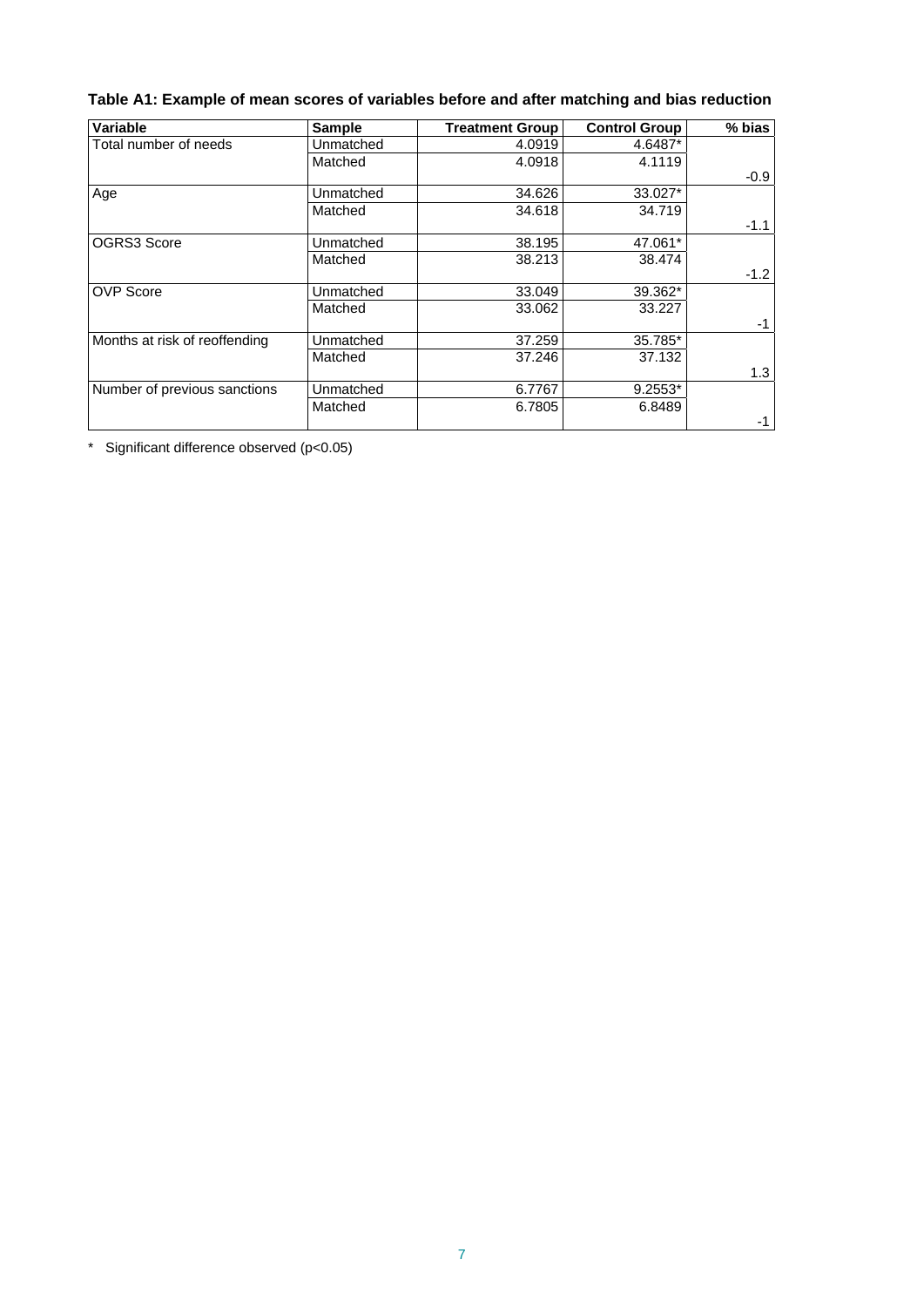**Table A1: Example of mean scores of variables before and after matching and bias reduction**

| Variable | Sample | Treatment Group | Control Group | % bias |
|---|---|---|---|---|
| Total number of needs | Unmatched | 4.0919 | 4.6487* | |
| | Matched | 4.0918 | 4.1119 | -0.9 |
| Age | Unmatched | 34.626 | 33.027* | |
| | Matched | 34.618 | 34.719 | -1.1 |
| OGRS3 Score | Unmatched | 38.195 | 47.061* | |
| | Matched | 38.213 | 38.474 | -1.2 |
| OVP Score | Unmatched | 33.049 | 39.362* | |
| | Matched | 33.062 | 33.227 | -1 |
| Months at risk of reoffending | Unmatched | 37.259 | 35.785* | |
| | Matched | 37.246 | 37.132 | 1.3 |
| Number of previous sanctions | Unmatched | 6.7767 | 9.2553* | |
| | Matched | 6.7805 | 6.8489 | -1 |

\* Significant difference observed ($p<0.05$)